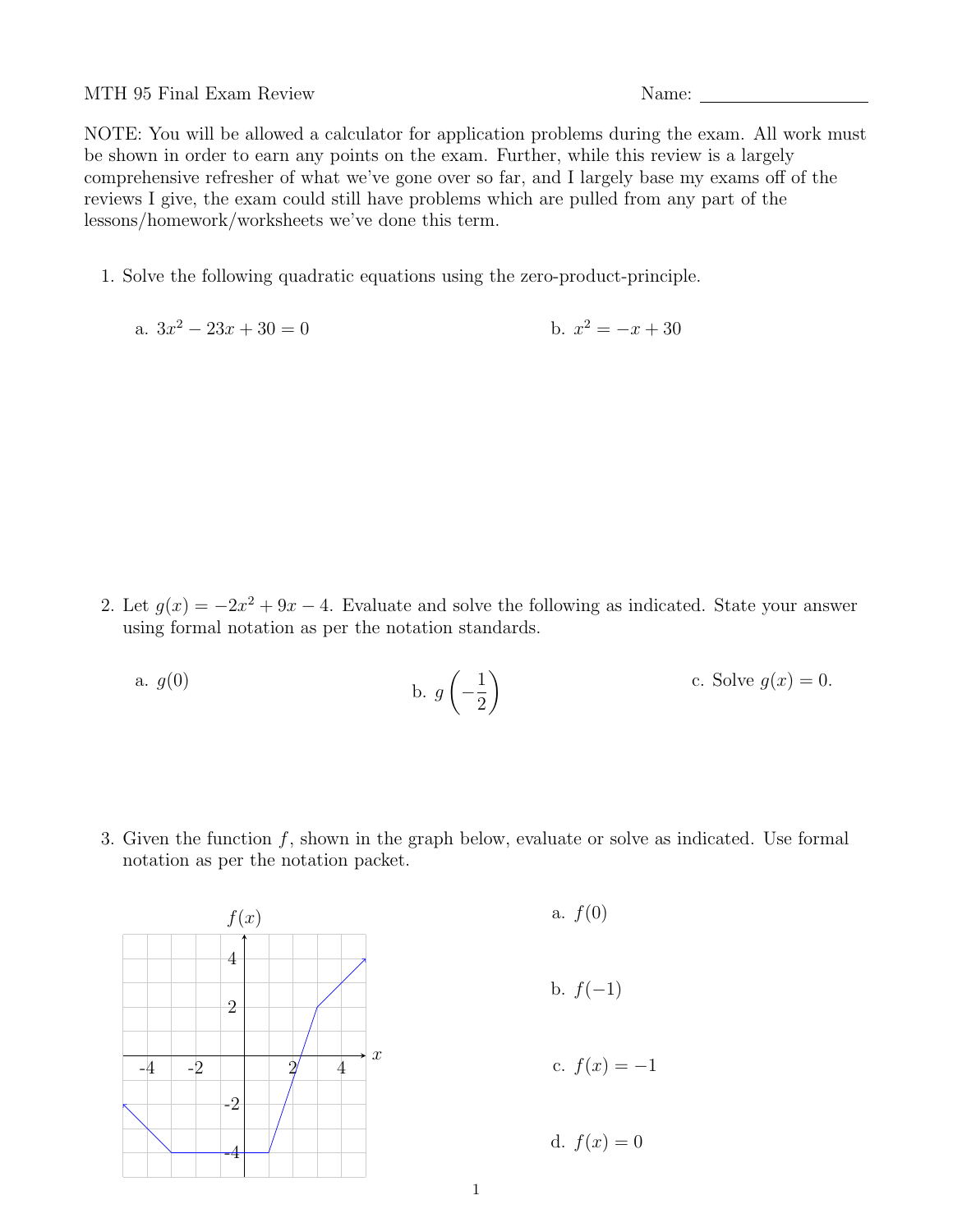MTH 95 Final Exam Review

Name: ____________________

NOTE: You will be allowed a calculator for application problems during the exam. All work must be shown in order to earn any points on the exam. Further, while this review is a largely comprehensive refresher of what we've gone over so far, and I largely base my exams off of the reviews I give, the exam could still have problems which are pulled from any part of the lessons/homework/worksheets we've done this term.

1. Solve the following quadratic equations using the zero-product-principle.

   a. $3x^2 - 23x + 30 = 0$

   b. $x^2 = -x + 30$

2. Let $g(x) = -2x^2 + 9x - 4$. Evaluate and solve the following as indicated. State your answer using formal notation as per the notation standards.

   a. $g(0)$

   b. $g\left(-\frac{1}{2}\right)$

   c. Solve $g(x) = 0$.

3. Given the function $f$, shown in the graph below, evaluate or solve as indicated. Use formal notation as per the notation packet.

   a. $f(0)$

   b. $f(-1)$

   c. $f(x) = -1$

   d. $f(x) = 0$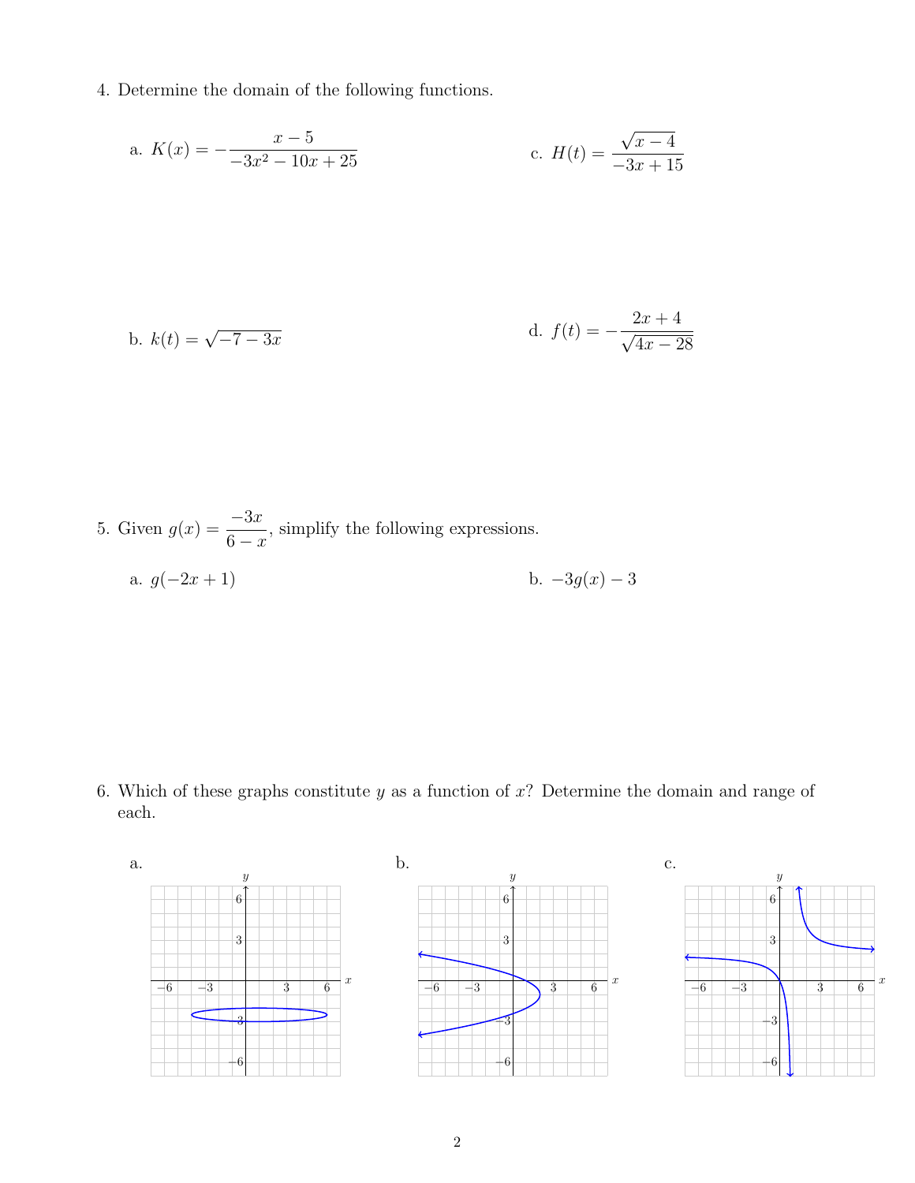4. Determine the domain of the following functions.

   a. $K(x) = -\dfrac{x - 5}{-3x^2 - 10x + 25}$

   b. $k(t) = \sqrt{-7 - 3x}$

   c. $H(t) = \dfrac{\sqrt{x - 4}}{-3x + 15}$

   d. $f(t) = -\dfrac{2x + 4}{\sqrt{4x - 28}}$

5. Given $g(x) = \dfrac{-3x}{6 - x}$, simplify the following expressions.

   a. $g(-2x + 1)$

   b. $-3g(x) - 3$

6. Which of these graphs constitute $y$ as a function of $x$? Determine the domain and range of each.

   a.

   b.

   c.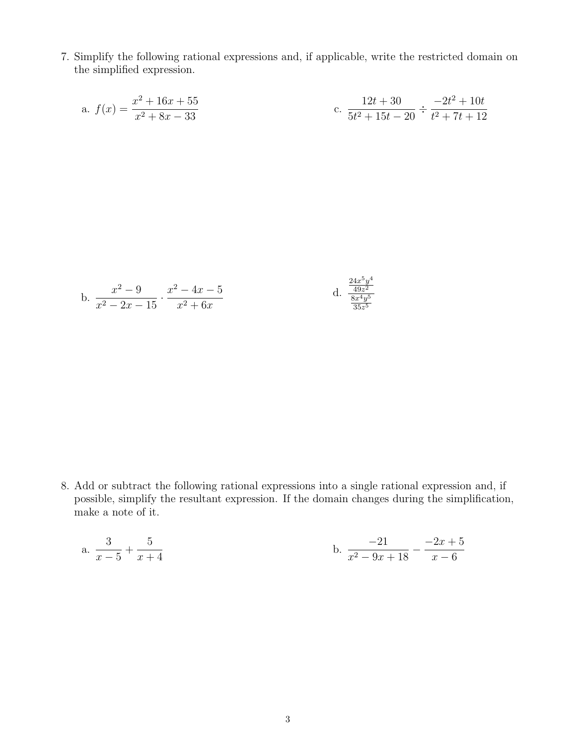7. Simplify the following rational expressions and, if applicable, write the restricted domain on the simplified expression.

a. $f(x) = \dfrac{x^2 + 16x + 55}{x^2 + 8x - 33}$

c. $\dfrac{12t + 30}{5t^2 + 15t - 20} \div \dfrac{-2t^2 + 10t}{t^2 + 7t + 12}$

b. $\dfrac{x^2 - 9}{x^2 - 2x - 15} \cdot \dfrac{x^2 - 4x - 5}{x^2 + 6x}$

d. $\dfrac{\frac{24x^5y^4}{49z^2}}{\frac{8x^4y^5}{35z^5}}$

8. Add or subtract the following rational expressions into a single rational expression and, if possible, simplify the resultant expression. If the domain changes during the simplification, make a note of it.

a. $\dfrac{3}{x - 5} + \dfrac{5}{x + 4}$

b. $\dfrac{-21}{x^2 - 9x + 18} - \dfrac{-2x + 5}{x - 6}$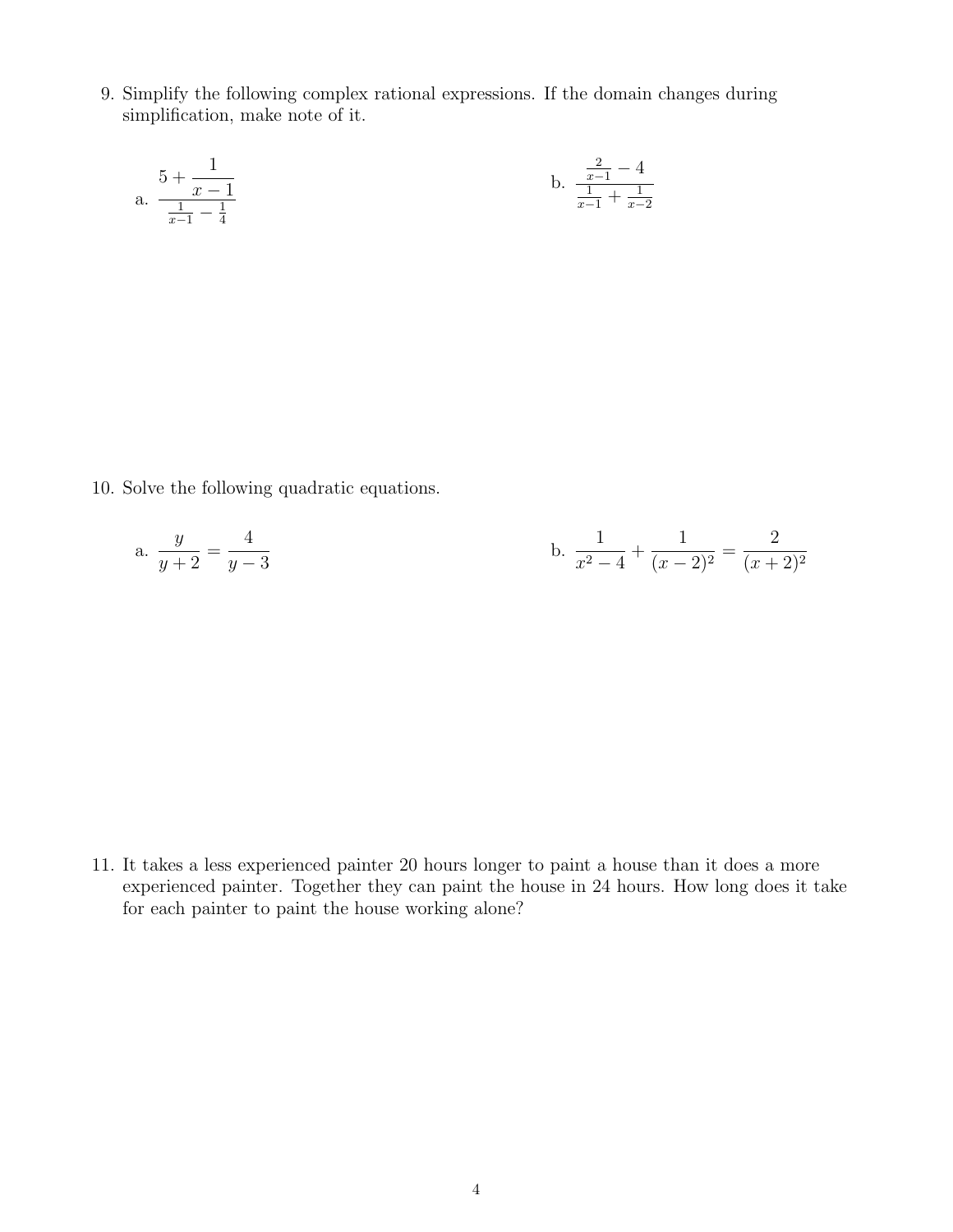9. Simplify the following complex rational expressions. If the domain changes during simplification, make note of it.

a. $\dfrac{5 + \dfrac{1}{x-1}}{\frac{1}{x-1} - \frac{1}{4}}$

b. $\dfrac{\frac{2}{x-1} - 4}{\frac{1}{x-1} + \frac{1}{x-2}}$

10. Solve the following quadratic equations.

a. $\dfrac{y}{y+2} = \dfrac{4}{y-3}$

b. $\dfrac{1}{x^2-4} + \dfrac{1}{(x-2)^2} = \dfrac{2}{(x+2)^2}$

11. It takes a less experienced painter 20 hours longer to paint a house than it does a more experienced painter. Together they can paint the house in 24 hours. How long does it take for each painter to paint the house working alone?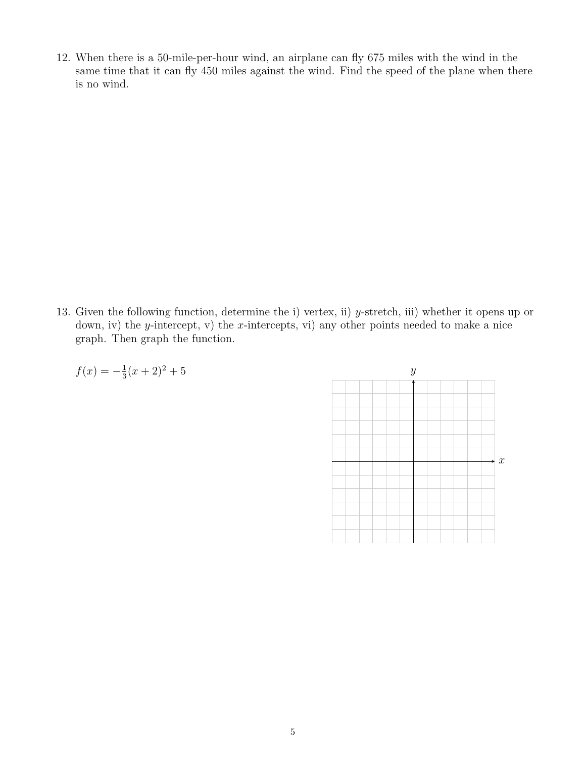12. When there is a 50-mile-per-hour wind, an airplane can fly 675 miles with the wind in the same time that it can fly 450 miles against the wind. Find the speed of the plane when there is no wind.

13. Given the following function, determine the i) vertex, ii) $y$-stretch, iii) whether it opens up or down, iv) the $y$-intercept, v) the $x$-intercepts, vi) any other points needed to make a nice graph. Then graph the function.

$f(x) = -\frac{1}{3}(x+2)^2 + 5$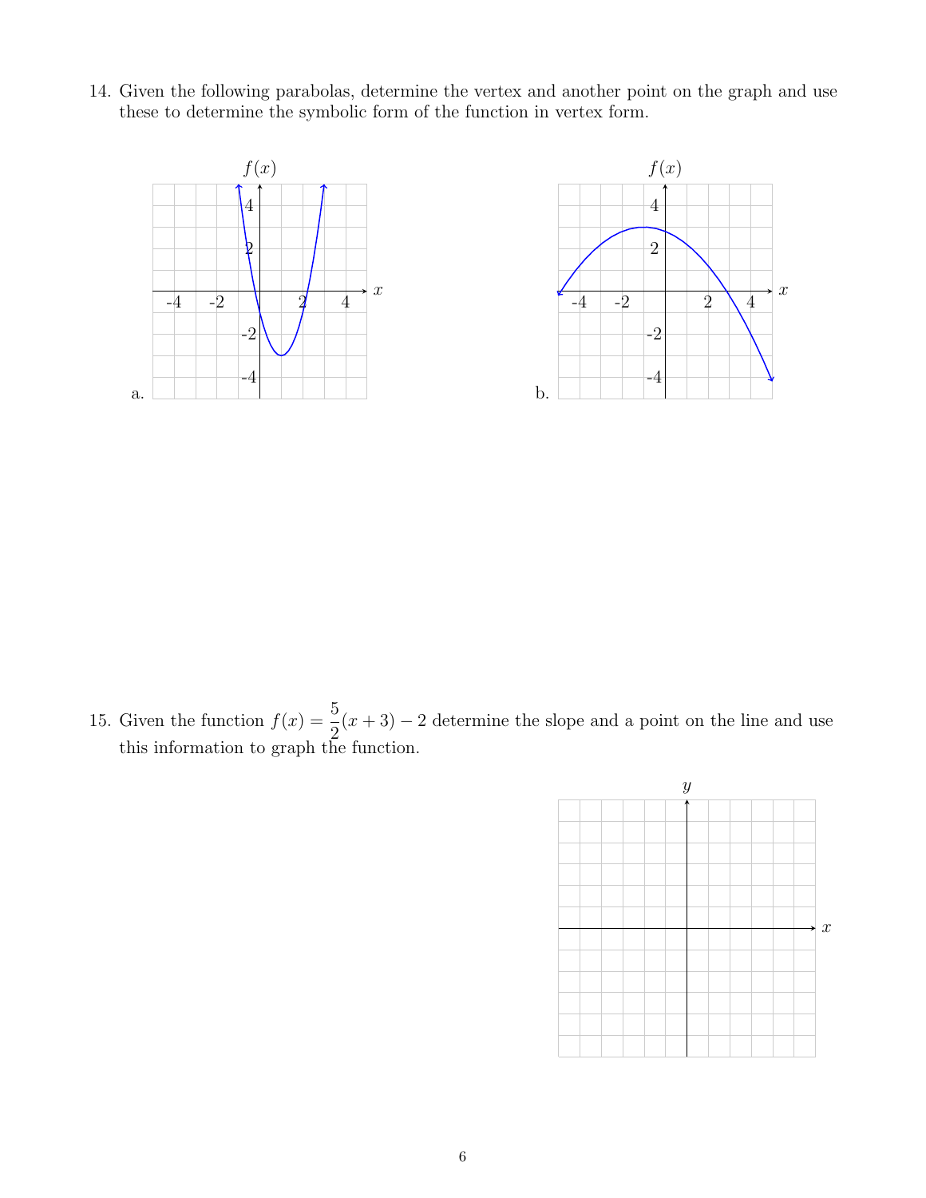14. Given the following parabolas, determine the vertex and another point on the graph and use these to determine the symbolic form of the function in vertex form.

a.

b.

15. Given the function $f(x) = \dfrac{5}{2}(x+3) - 2$ determine the slope and a point on the line and use this information to graph the function.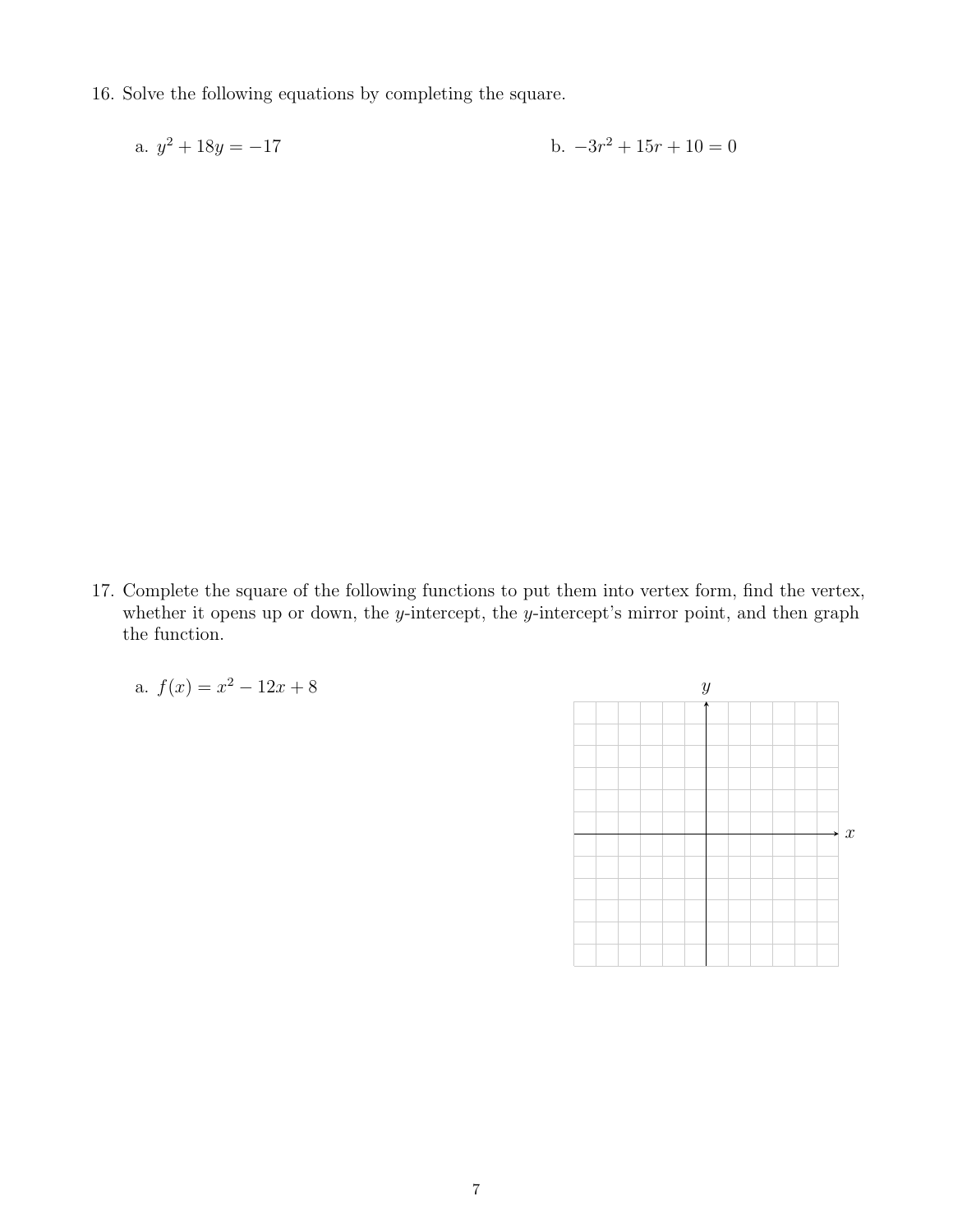16. Solve the following equations by completing the square.

   a. $y^2 + 18y = -17$

   b. $-3r^2 + 15r + 10 = 0$

17. Complete the square of the following functions to put them into vertex form, find the vertex, whether it opens up or down, the $y$-intercept, the $y$-intercept's mirror point, and then graph the function.

   a. $f(x) = x^2 - 12x + 8$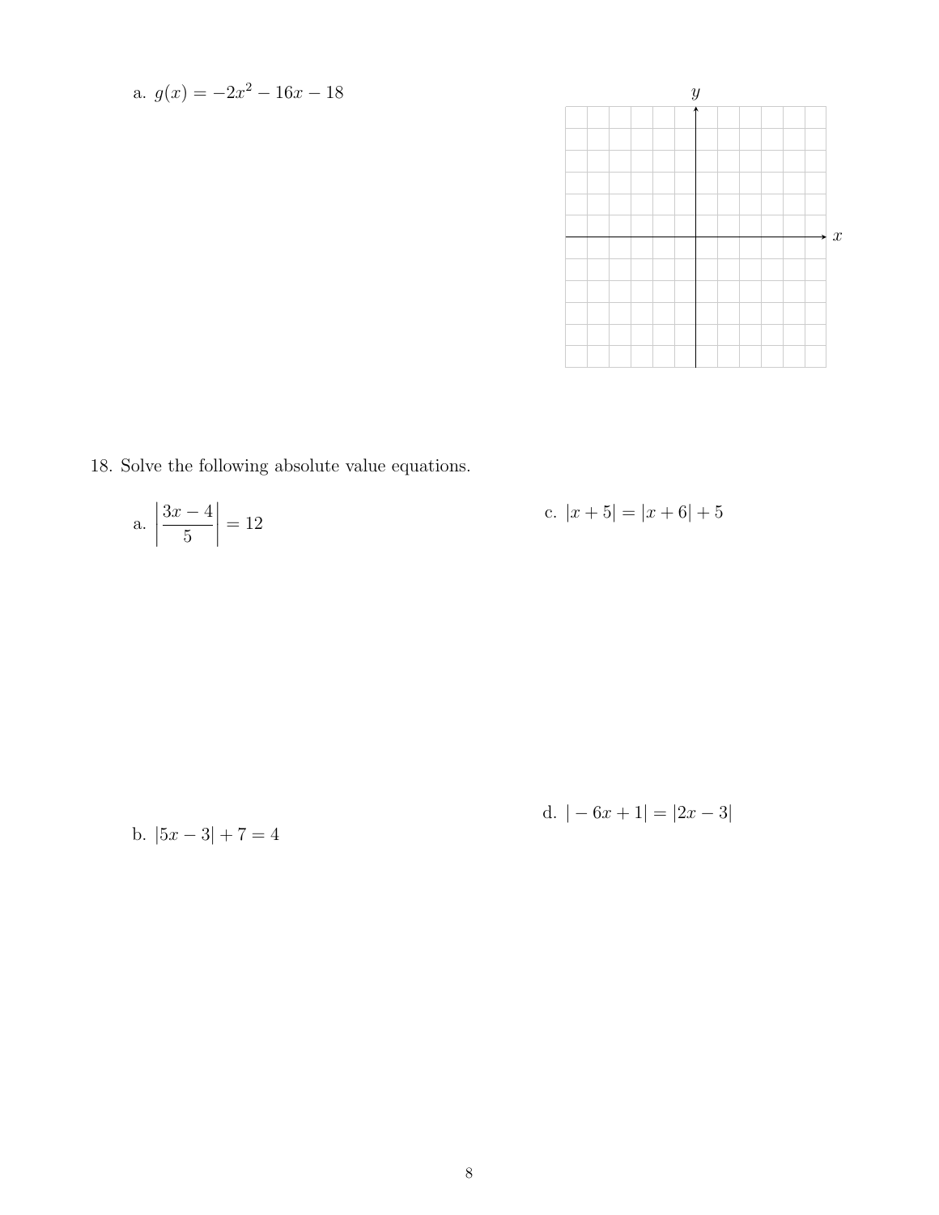a. $g(x) = -2x^2 - 16x - 18$

18. Solve the following absolute value equations.

a. $\left|\dfrac{3x-4}{5}\right| = 12$

b. $|5x - 3| + 7 = 4$

c. $|x + 5| = |x + 6| + 5$

d. $|-6x + 1| = |2x - 3|$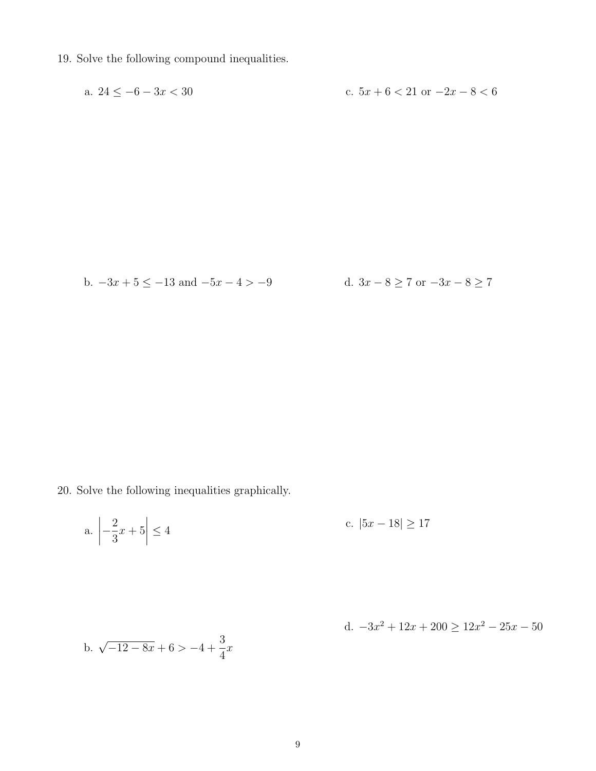19. Solve the following compound inequalities.

a. $24 \leq -6 - 3x < 30$

b. $-3x + 5 \leq -13$ and $-5x - 4 > -9$

c. $5x + 6 < 21$ or $-2x - 8 < 6$

d. $3x - 8 \geq 7$ or $-3x - 8 \geq 7$

20. Solve the following inequalities graphically.

a. $\left| -\dfrac{2}{3}x + 5 \right| \leq 4$

b. $\sqrt{-12 - 8x} + 6 > -4 + \dfrac{3}{4}x$

c. $|5x - 18| \geq 17$

d. $-3x^2 + 12x + 200 \geq 12x^2 - 25x - 50$